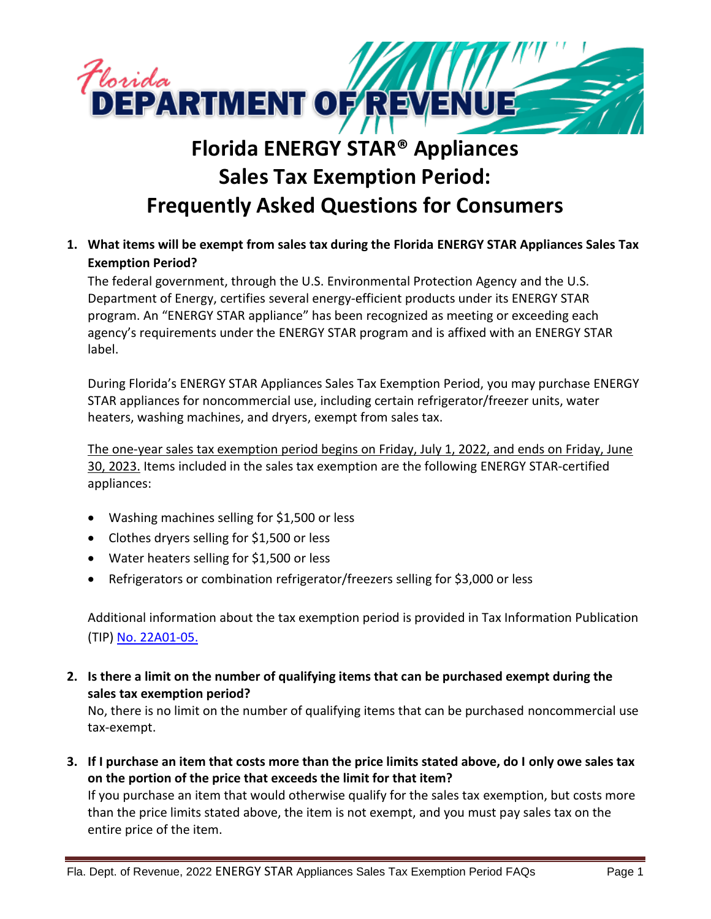# Florida ENERGY STAR® Appliances Sales Tax Exemption Period: Frequently Asked Questions for Consumers

1. **What items will be exempt from sales tax during the Florida ENERGY STAR Appliances Sales Tax Exemption Period?**

   The federal government, through the U.S. Environmental Protection Agency and the U.S. Department of Energy, certifies several energy-efficient products under its ENERGY STAR program. An "ENERGY STAR appliance" has been recognized as meeting or exceeding each agency's requirements under the ENERGY STAR program and is affixed with an ENERGY STAR label.

   During Florida's ENERGY STAR Appliances Sales Tax Exemption Period, you may purchase ENERGY STAR appliances for noncommercial use, including certain refrigerator/freezer units, water heaters, washing machines, and dryers, exempt from sales tax.

   The one-year sales tax exemption period begins on Friday, July 1, 2022, and ends on Friday, June 30, 2023. Items included in the sales tax exemption are the following ENERGY STAR-certified appliances:

   - Washing machines selling for $1,500 or less
   - Clothes dryers selling for $1,500 or less
   - Water heaters selling for $1,500 or less
   - Refrigerators or combination refrigerator/freezers selling for $3,000 or less

   Additional information about the tax exemption period is provided in Tax Information Publication (TIP) No. 22A01-05.

2. **Is there a limit on the number of qualifying items that can be purchased exempt during the sales tax exemption period?**

   No, there is no limit on the number of qualifying items that can be purchased noncommercial use tax-exempt.

3. **If I purchase an item that costs more than the price limits stated above, do I only owe sales tax on the portion of the price that exceeds the limit for that item?**

   If you purchase an item that would otherwise qualify for the sales tax exemption, but costs more than the price limits stated above, the item is not exempt, and you must pay sales tax on the entire price of the item.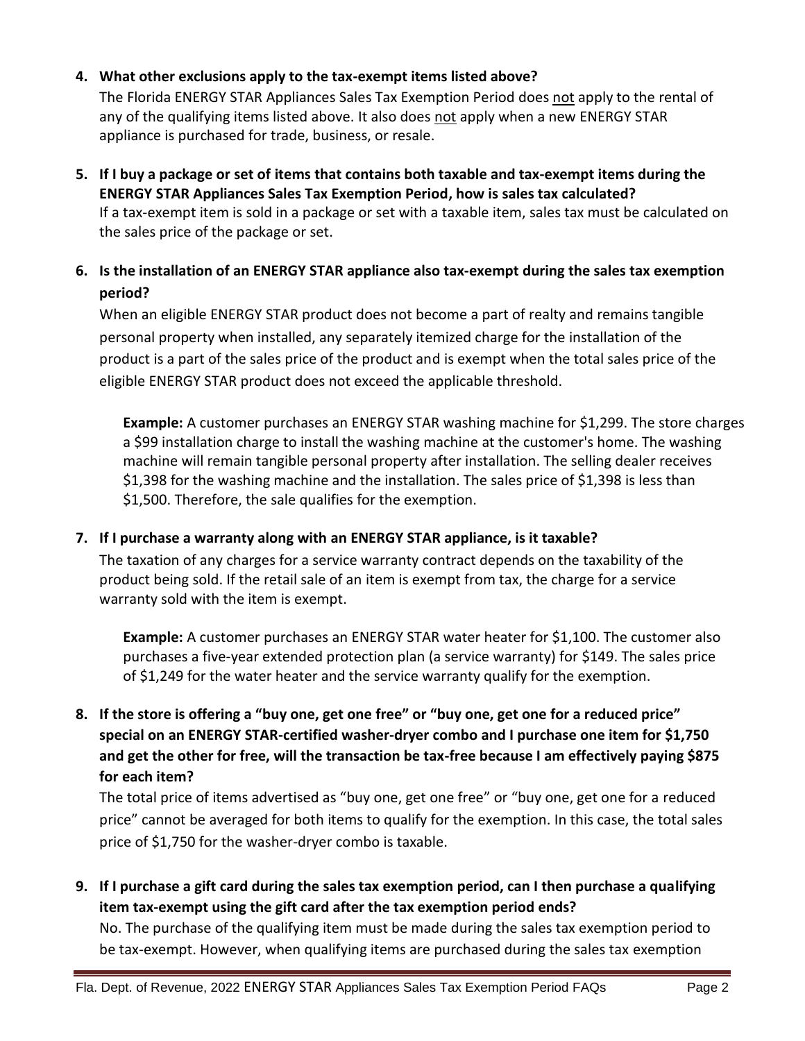4. **What other exclusions apply to the tax-exempt items listed above?**
   The Florida ENERGY STAR Appliances Sales Tax Exemption Period does <u>not</u> apply to the rental of any of the qualifying items listed above. It also does <u>not</u> apply when a new ENERGY STAR appliance is purchased for trade, business, or resale.

5. **If I buy a package or set of items that contains both taxable and tax-exempt items during the ENERGY STAR Appliances Sales Tax Exemption Period, how is sales tax calculated?**
   If a tax-exempt item is sold in a package or set with a taxable item, sales tax must be calculated on the sales price of the package or set.

6. **Is the installation of an ENERGY STAR appliance also tax-exempt during the sales tax exemption period?**
   When an eligible ENERGY STAR product does not become a part of realty and remains tangible personal property when installed, any separately itemized charge for the installation of the product is a part of the sales price of the product and is exempt when the total sales price of the eligible ENERGY STAR product does not exceed the applicable threshold.

   **Example:** A customer purchases an ENERGY STAR washing machine for $1,299. The store charges a $99 installation charge to install the washing machine at the customer's home. The washing machine will remain tangible personal property after installation. The selling dealer receives $1,398 for the washing machine and the installation. The sales price of $1,398 is less than $1,500. Therefore, the sale qualifies for the exemption.

7. **If I purchase a warranty along with an ENERGY STAR appliance, is it taxable?**
   The taxation of any charges for a service warranty contract depends on the taxability of the product being sold. If the retail sale of an item is exempt from tax, the charge for a service warranty sold with the item is exempt.

   **Example:** A customer purchases an ENERGY STAR water heater for $1,100. The customer also purchases a five-year extended protection plan (a service warranty) for $149. The sales price of $1,249 for the water heater and the service warranty qualify for the exemption.

8. **If the store is offering a "buy one, get one free" or "buy one, get one for a reduced price" special on an ENERGY STAR-certified washer-dryer combo and I purchase one item for $1,750 and get the other for free, will the transaction be tax-free because I am effectively paying $875 for each item?**
   The total price of items advertised as "buy one, get one free" or "buy one, get one for a reduced price" cannot be averaged for both items to qualify for the exemption. In this case, the total sales price of $1,750 for the washer-dryer combo is taxable.

9. **If I purchase a gift card during the sales tax exemption period, can I then purchase a qualifying item tax-exempt using the gift card after the tax exemption period ends?**
   No. The purchase of the qualifying item must be made during the sales tax exemption period to be tax-exempt. However, when qualifying items are purchased during the sales tax exemption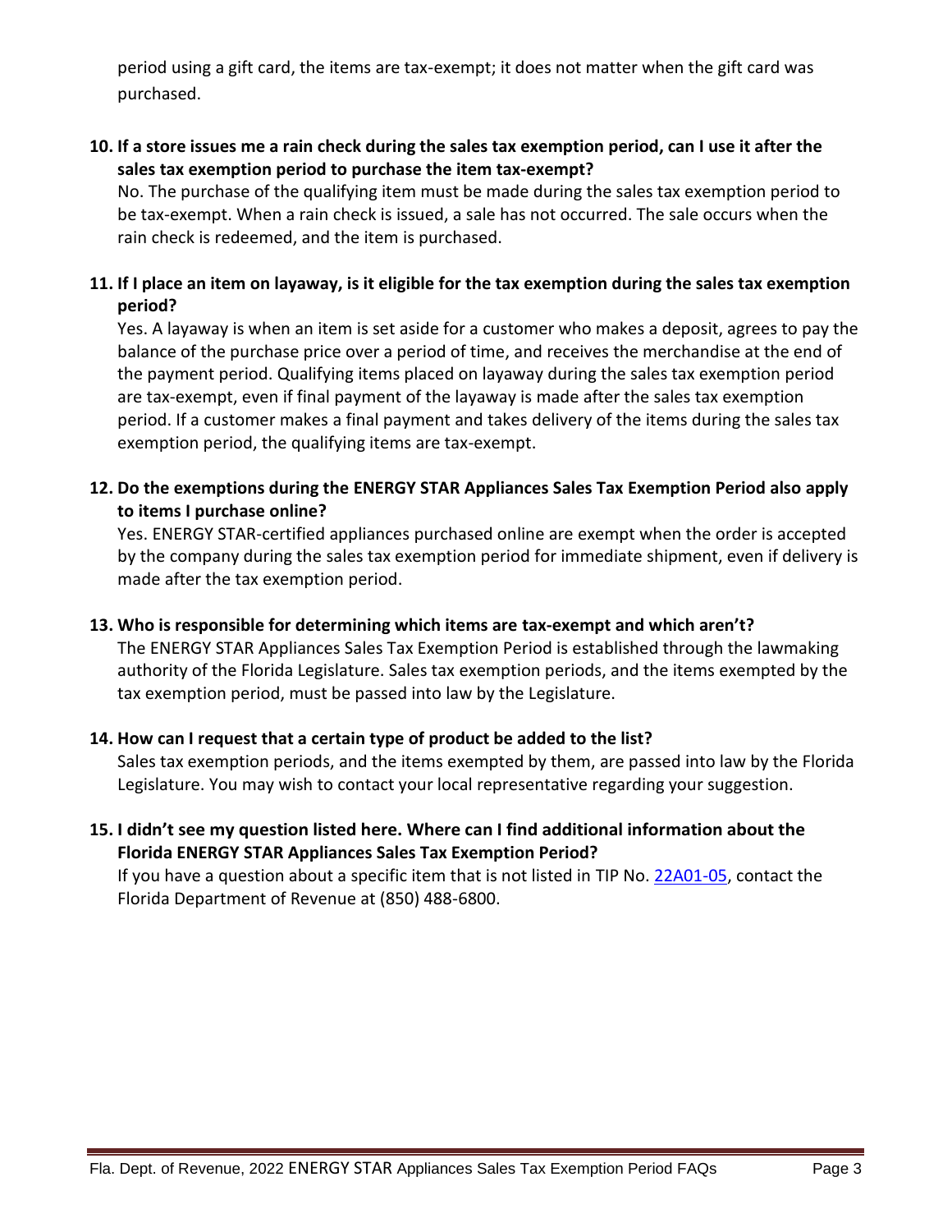period using a gift card, the items are tax-exempt; it does not matter when the gift card was purchased.

**10. If a store issues me a rain check during the sales tax exemption period, can I use it after the sales tax exemption period to purchase the item tax-exempt?**

No. The purchase of the qualifying item must be made during the sales tax exemption period to be tax-exempt. When a rain check is issued, a sale has not occurred. The sale occurs when the rain check is redeemed, and the item is purchased.

**11. If I place an item on layaway, is it eligible for the tax exemption during the sales tax exemption period?**

Yes. A layaway is when an item is set aside for a customer who makes a deposit, agrees to pay the balance of the purchase price over a period of time, and receives the merchandise at the end of the payment period. Qualifying items placed on layaway during the sales tax exemption period are tax-exempt, even if final payment of the layaway is made after the sales tax exemption period. If a customer makes a final payment and takes delivery of the items during the sales tax exemption period, the qualifying items are tax-exempt.

**12. Do the exemptions during the ENERGY STAR Appliances Sales Tax Exemption Period also apply to items I purchase online?**

Yes. ENERGY STAR-certified appliances purchased online are exempt when the order is accepted by the company during the sales tax exemption period for immediate shipment, even if delivery is made after the tax exemption period.

**13. Who is responsible for determining which items are tax-exempt and which aren't?**

The ENERGY STAR Appliances Sales Tax Exemption Period is established through the lawmaking authority of the Florida Legislature. Sales tax exemption periods, and the items exempted by the tax exemption period, must be passed into law by the Legislature.

**14. How can I request that a certain type of product be added to the list?**

Sales tax exemption periods, and the items exempted by them, are passed into law by the Florida Legislature. You may wish to contact your local representative regarding your suggestion.

**15. I didn't see my question listed here. Where can I find additional information about the Florida ENERGY STAR Appliances Sales Tax Exemption Period?**

If you have a question about a specific item that is not listed in TIP No. 22A01-05, contact the Florida Department of Revenue at (850) 488-6800.